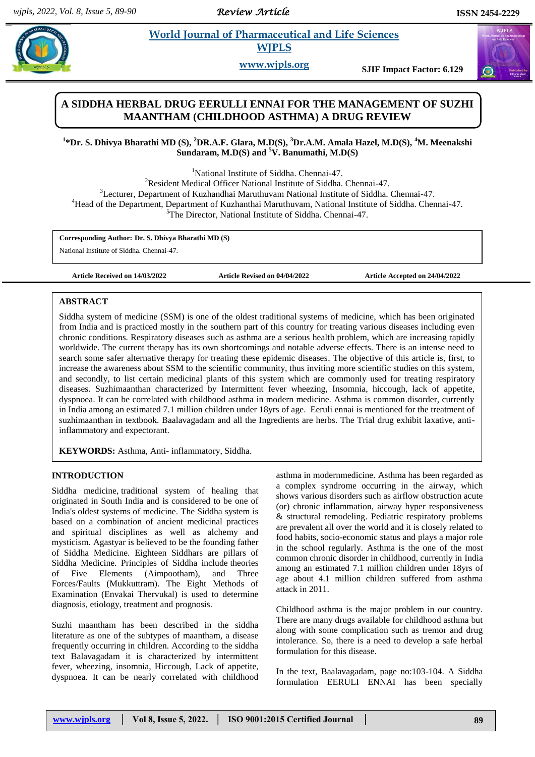# A SIDDHA HERBAL DRUG EERULLI ENNAI FOR THE MANAGEMENT OF SUZHI MAANTHAM (CHILDHOOD ASTHMA) A DRUG REVIEW

[1]***Dr. S. Dhivya Bharathi MD (S), [2]DR.A.F. Glara, M.D(S), [3]Dr.A.M. Amala Hazel, M.D(S), [4]M. Meenakshi Sundaram, M.D(S) and [5]V. Banumathi, M.D(S)**

[1]National Institute of Siddha. Chennai-47.
[2]Resident Medical Officer National Institute of Siddha. Chennai-47.
[3]Lecturer, Department of Kuzhandhai Maruthuvam National Institute of Siddha. Chennai-47.
[4]Head of the Department, Department of Kuzhanthai Maruthuvam, National Institute of Siddha. Chennai-47.
[5]The Director, National Institute of Siddha. Chennai-47.

**Corresponding Author: Dr. S. Dhivya Bharathi MD (S)**
National Institute of Siddha. Chennai-47.

**Article Received on 14/03/2022** **Article Revised on 04/04/2022** **Article Accepted on 24/04/2022**

## ABSTRACT

Siddha system of medicine (SSM) is one of the oldest traditional systems of medicine, which has been originated from India and is practiced mostly in the southern part of this country for treating various diseases including even chronic conditions. Respiratory diseases such as asthma are a serious health problem, which are increasing rapidly worldwide. The current therapy has its own shortcomings and notable adverse effects. There is an intense need to search some safer alternative therapy for treating these epidemic diseases. The objective of this article is, first, to increase the awareness about SSM to the scientific community, thus inviting more scientific studies on this system, and secondly, to list certain medicinal plants of this system which are commonly used for treating respiratory diseases. Suzhimaanthan characterized by Intermittent fever wheezing, Insomnia, hiccough, lack of appetite, dyspnoea. It can be correlated with childhood asthma in modern medicine. Asthma is common disorder, currently in India among an estimated 7.1 million children under 18yrs of age. Eeruli ennai is mentioned for the treatment of suzhimaanthan in textbook. Baalavagadam and all the Ingredients are herbs. The Trial drug exhibit laxative, anti-inflammatory and expectorant.

**KEYWORDS:** Asthma, Anti- inflammatory, Siddha.

## INTRODUCTION

Siddha medicine, traditional system of healing that originated in South India and is considered to be one of India's oldest systems of medicine. The Siddha system is based on a combination of ancient medicinal practices and spiritual disciplines as well as alchemy and mysticism. Agastyar is believed to be the founding father of Siddha Medicine. Eighteen Siddhars are pillars of Siddha Medicine. Principles of Siddha include theories of Five Elements (Aimpootham), and Three Forces/Faults (Mukkuttram). The Eight Methods of Examination (Envakai Thervukal) is used to determine diagnosis, etiology, treatment and prognosis.

Suzhi maantham has been described in the siddha literature as one of the subtypes of maantham, a disease frequently occurring in children. According to the siddha text Balavagadam it is characterized by intermittent fever, wheezing, insomnia, Hiccough, Lack of appetite, dyspnoea. It can be nearly correlated with childhood asthma in modernmedicine. Asthma has been regarded as a complex syndrome occurring in the airway, which shows various disorders such as airflow obstruction acute (or) chronic inflammation, airway hyper responsiveness & structural remodeling. Pediatric respiratory problems are prevalent all over the world and it is closely related to food habits, socio-economic status and plays a major role in the school regularly. Asthma is the one of the most common chronic disorder in childhood, currently in India among an estimated 7.1 million children under 18yrs of age about 4.1 million children suffered from asthma attack in 2011.

Childhood asthma is the major problem in our country. There are many drugs available for childhood asthma but along with some complication such as tremor and drug intolerance. So, there is a need to develop a safe herbal formulation for this disease.

In the text, Baalavagadam, page no:103-104. A Siddha formulation EERULI ENNAI has been specially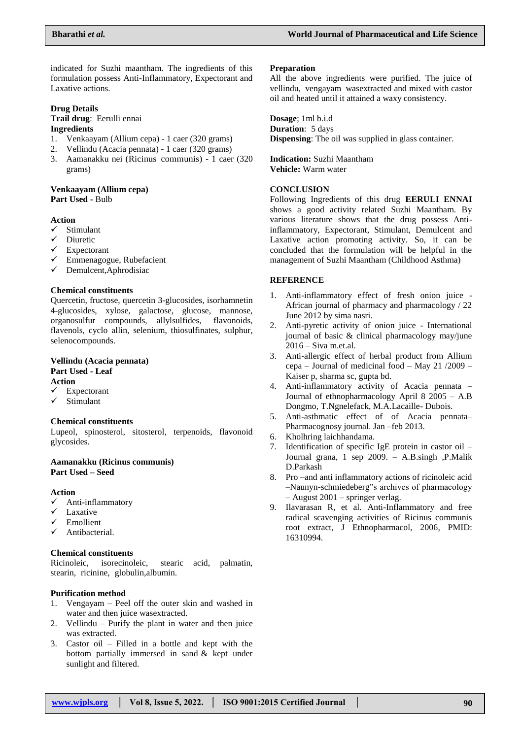indicated for Suzhi maantham. The ingredients of this formulation possess Anti-Inflammatory, Expectorant and Laxative actions.

**Drug Details**

**Trail drug**: Eerulli ennai

**Ingredients**

1. Venkaayam (Allium cepa) - 1 caer (320 grams)
2. Vellindu (Acacia pennata) - 1 caer (320 grams)
3. Aamanakku nei (Ricinus communis) - 1 caer (320 grams)

**Venkaayam (Allium cepa)**

**Part Used** - Bulb

**Action**

- ✓ Stimulant
- ✓ Diuretic
- ✓ Expectorant
- ✓ Emmenagogue, Rubefacient
- ✓ Demulcent,Aphrodisiac

**Chemical constituents**

Quercetin, fructose, quercetin 3-glucosides, isorhamnetin 4-glucosides, xylose, galactose, glucose, mannose, organosulfur compounds, allylsulfides, flavonoids, flavenols, cyclo allin, selenium, thiosulfinates, sulphur, selenocompounds.

**Vellindu (Acacia pennata)**

**Part Used - Leaf**

**Action**

- ✓ Expectorant
- ✓ Stimulant

**Chemical constituents**

Lupeol, spinosterol, sitosterol, terpenoids, flavonoid glycosides.

**Aamanakku (Ricinus communis)**

**Part Used – Seed**

**Action**

- ✓ Anti-inflammatory
- ✓ Laxative
- ✓ Emollient
- ✓ Antibacterial.

**Chemical constituents**

Ricinoleic, isorecinoleic, stearic acid, palmatin, stearin, ricinine, globulin,albumin.

**Purification method**

1. Vengayam – Peel off the outer skin and washed in water and then juice wasextracted.
2. Vellindu – Purify the plant in water and then juice was extracted.
3. Castor oil – Filled in a bottle and kept with the bottom partially immersed in sand & kept under sunlight and filtered.

**Preparation**

All the above ingredients were purified. The juice of vellindu, vengayam wasextracted and mixed with castor oil and heated until it attained a waxy consistency.

**Dosage**; 1ml b.i.d

**Duration**: 5 days

**Dispensing**: The oil was supplied in glass container.

**Indication:** Suzhi Maantham

**Vehicle:** Warm water

## CONCLUSION

Following Ingredients of this drug **EERULI ENNAI** shows a good activity related Suzhi Maantham. By various literature shows that the drug possess Anti-inflammatory, Expectorant, Stimulant, Demulcent and Laxative action promoting activity. So, it can be concluded that the formulation will be helpful in the management of Suzhi Maantham (Childhood Asthma)

## REFERENCE

1. Anti-inflammatory effect of fresh onion juice - African journal of pharmacy and pharmacology / 22 June 2012 by sima nasri.
2. Anti-pyretic activity of onion juice - International journal of basic & clinical pharmacology may/june 2016 – Siva m.et.al.
3. Anti-allergic effect of herbal product from Allium cepa – Journal of medicinal food – May 21 /2009 – Kaiser p, sharma sc, gupta bd.
4. Anti-inflammatory activity of Acacia pennata – Journal of ethnopharmacology April 8 2005 – A.B Dongmo, T.Ngnelefack, M.A.Lacaille- Dubois.
5. Anti-asthmatic effect of of Acacia pennata– Pharmacognosy journal. Jan –feb 2013.
6. Kholhring laichhandama.
7. Identification of specific IgE protein in castor oil – Journal grana, 1 sep 2009. – A.B.singh ,P.Malik D.Parkash
8. Pro –and anti inflammatory actions of ricinoleic acid –Naunyn-schmiedeberg"s archives of pharmacology – August 2001 – springer verlag.
9. Ilavarasan R, et al. Anti-Inflammatory and free radical scavenging activities of Ricinus communis root extract, J Ethnopharmacol, 2006, PMID: 16310994.